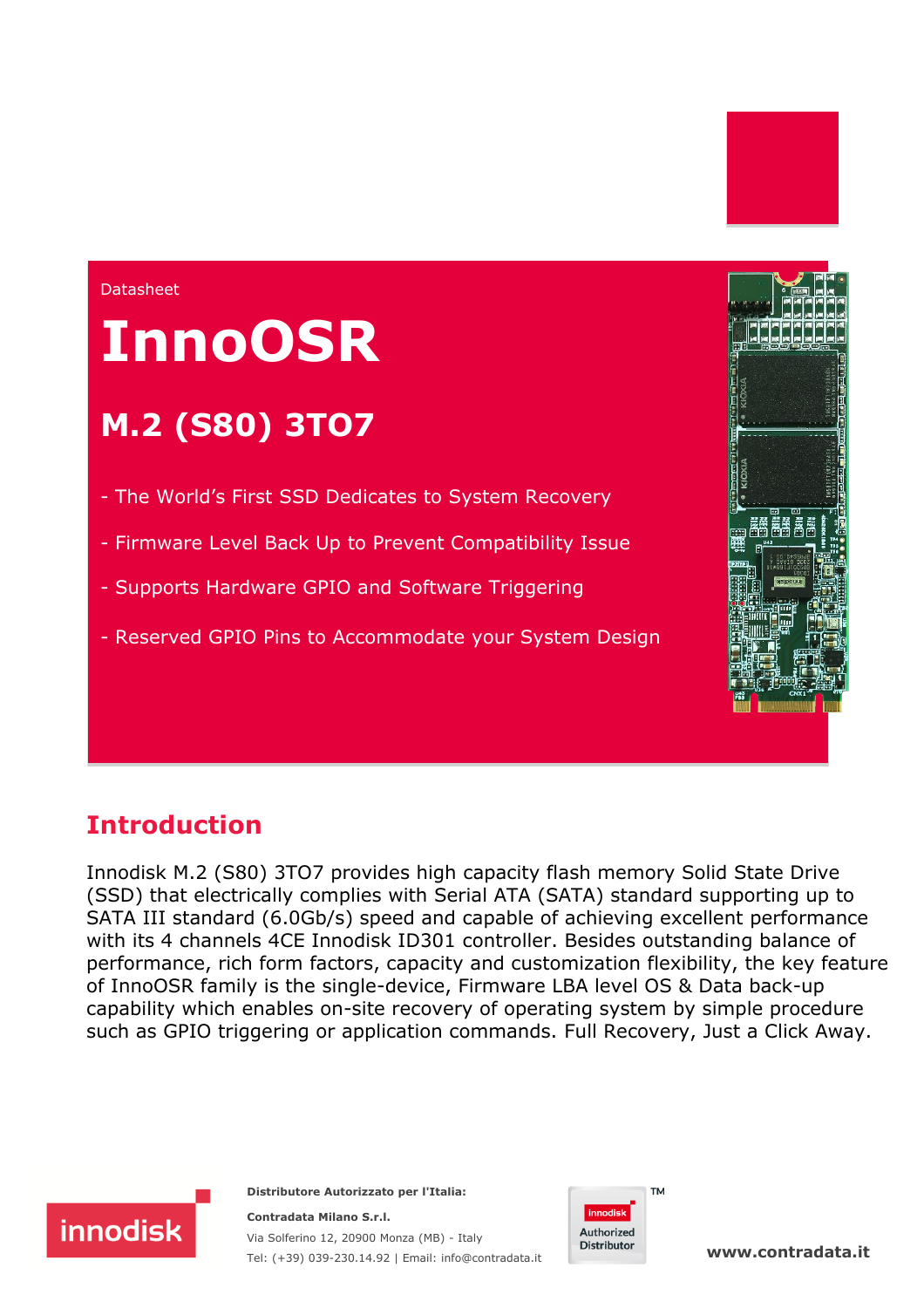Datasheet

# InnoOSR

## M.2 (S80) 3TO7

- The World's First SSD Dedicates to System Recovery
- Firmware Level Back Up to Prevent Compatibility Issue
- Supports Hardware GPIO and Software Triggering
- Reserved GPIO Pins to Accommodate your System Design

## Introduction

Innodisk M.2 (S80) 3TO7 provides high capacity flash memory Solid State Drive (SSD) that electrically complies with Serial ATA (SATA) standard supporting up to SATA III standard (6.0Gb/s) speed and capable of achieving excellent performance with its 4 channels 4CE Innodisk ID301 controller. Besides outstanding balance of performance, rich form factors, capacity and customization flexibility, the key feature of InnoOSR family is the single-device, Firmware LBA level OS & Data back-up capability which enables on-site recovery of operating system by simple procedure such as GPIO triggering or application commands. Full Recovery, Just a Click Away.

**Distributore Autorizzato per l'Italia:**

**Contradata Milano S.r.l.**

Via Solferino 12, 20900 Monza (MB) - Italy

Tel: (+39) 039-230.14.92 | Email: info@contradata.it

innodisk Authorized Distributor™

**www.contradata.it**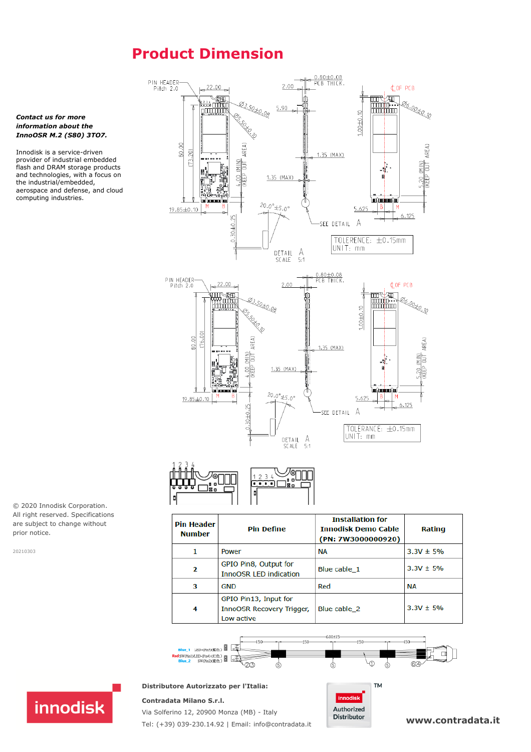# Product Dimension

***Contact us for more information about the InnoOSR M.2 (S80) 3TO7.***

Innodisk is a service-driven provider of industrial embedded flash and DRAM storage products and technologies, with a focus on the industrial/embedded, aerospace and defense, and cloud computing industries.

© 2020 Innodisk Corporation. All right reserved. Specifications are subject to change without prior notice.

20210303

| Pin Header Number | Pin Define | Installation for Innodisk Demo Cable (PN: 7W3000000920) | Rating |
|---|---|---|---|
| 1 | Power | NA | 3.3V ± 5% |
| 2 | GPIO Pin8, Output for InnoOSR LED indication | Blue cable_1 | 3.3V ± 5% |
| 3 | GND | Red | NA |
| 4 | GPIO Pin13, Input for InnoOSR Recovery Trigger, Low active | Blue cable_2 | 3.3V ± 5% |

**Distributore Autorizzato per l'Italia:**

**Contradata Milano S.r.l.**

Via Solferino 12, 20900 Monza (MB) - Italy

Tel: (+39) 039-230.14.92 | Email: info@contradata.it

**www.contradata.it**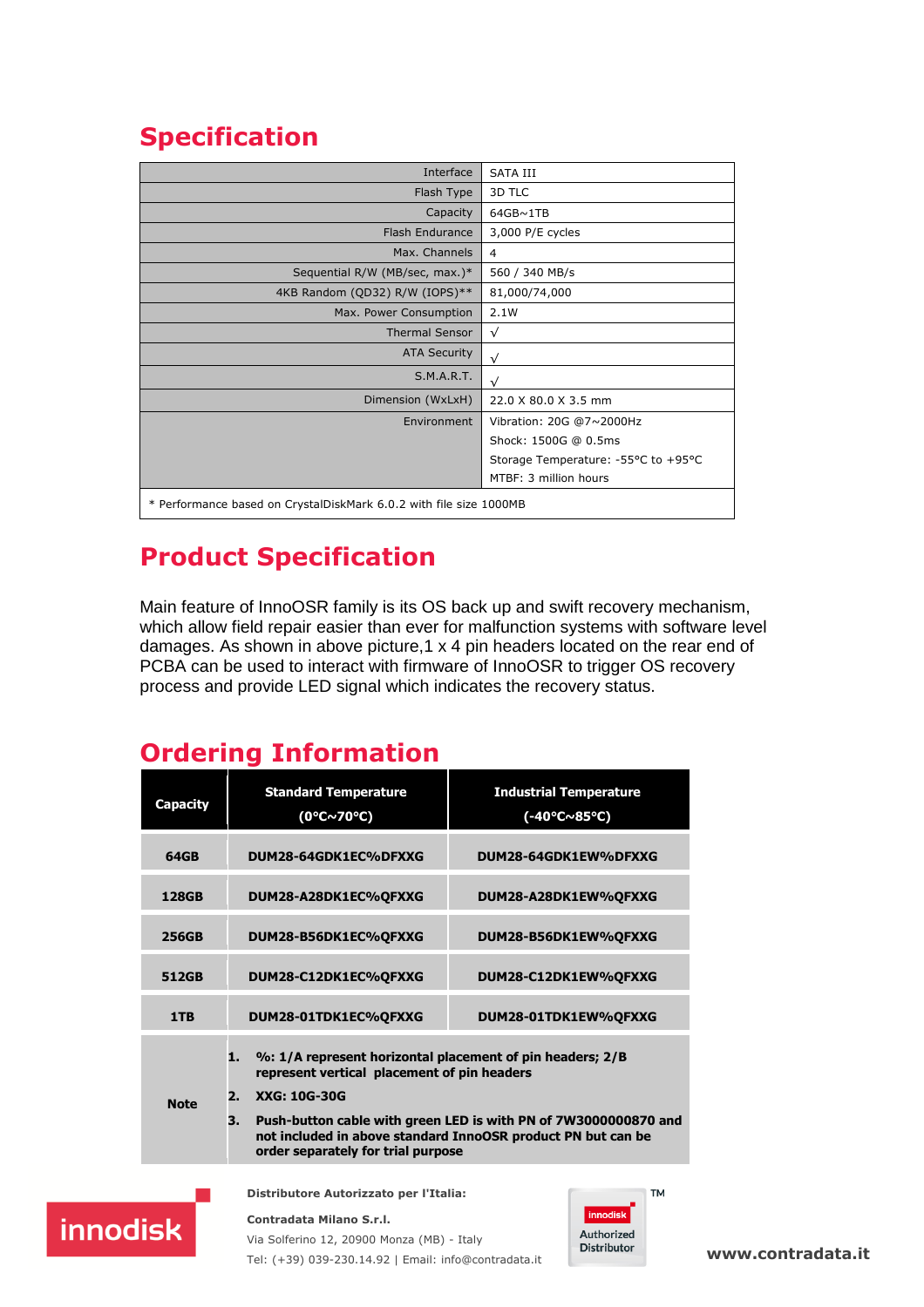## Specification

| | |
|---|---|
| Interface | SATA III |
| Flash Type | 3D TLC |
| Capacity | 64GB~1TB |
| Flash Endurance | 3,000 P/E cycles |
| Max. Channels | 4 |
| Sequential R/W (MB/sec, max.)* | 560 / 340 MB/s |
| 4KB Random (QD32) R/W (IOPS)** | 81,000/74,000 |
| Max. Power Consumption | 2.1W |
| Thermal Sensor | √ |
| ATA Security | √ |
| S.M.A.R.T. | √ |
| Dimension (WxLxH) | 22.0 X 80.0 X 3.5 mm |
| Environment | Vibration: 20G @7~2000Hz<br>Shock: 1500G @ 0.5ms<br>Storage Temperature: -55°C to +95°C<br>MTBF: 3 million hours |

* Performance based on CrystalDiskMark 6.0.2 with file size 1000MB

## Product Specification

Main feature of InnoOSR family is its OS back up and swift recovery mechanism, which allow field repair easier than ever for malfunction systems with software level damages. As shown in above picture,1 x 4 pin headers located on the rear end of PCBA can be used to interact with firmware of InnoOSR to trigger OS recovery process and provide LED signal which indicates the recovery status.

## Ordering Information

| Capacity | Standard Temperature (0°C~70°C) | Industrial Temperature (-40°C~85°C) |
|---|---|---|
| 64GB | DUM28-64GDK1EC%DFXXG | DUM28-64GDK1EW%DFXXG |
| 128GB | DUM28-A28DK1EC%QFXXG | DUM28-A28DK1EW%QFXXG |
| 256GB | DUM28-B56DK1EC%QFXXG | DUM28-B56DK1EW%QFXXG |
| 512GB | DUM28-C12DK1EC%QFXXG | DUM28-C12DK1EW%QFXXG |
| 1TB | DUM28-01TDK1EC%QFXXG | DUM28-01TDK1EW%QFXXG |
| Note | 1. %: 1/A represent horizontal placement of pin headers; 2/B represent vertical placement of pin headers<br>2. XXG: 10G-30G<br>3. Push-button cable with green LED is with PN of 7W3000000870 and not included in above standard InnoOSR product PN but can be order separately for trial purpose | |

innodisk

**Distributore Autorizzato per l'Italia:**

**Contradata Milano S.r.l.**
Via Solferino 12, 20900 Monza (MB) - Italy
Tel: (+39) 039-230.14.92 | Email: info@contradata.it

innodisk Authorized Distributor ™

**www.contradata.it**